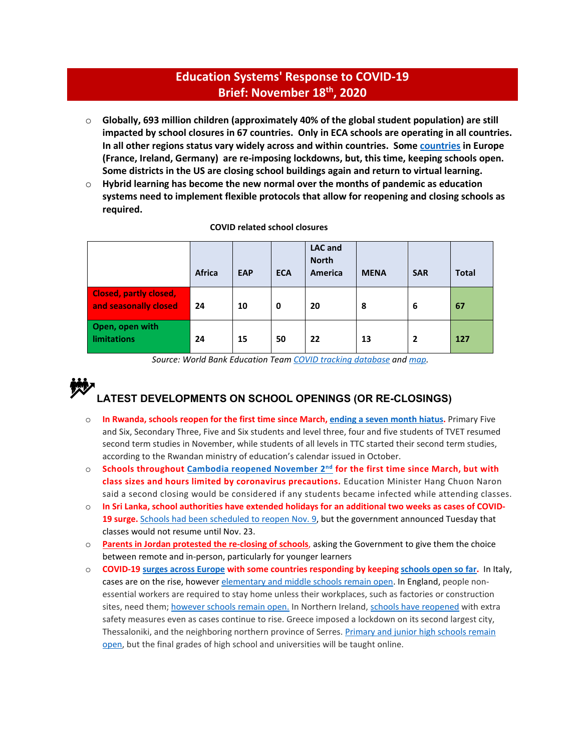# Education Systems' Response to COVID-19
## Brief: November 18th, 2020

- **Globally, 693 million children (approximately 40% of the global student population) are still impacted by school closures in 67 countries. Only in ECA schools are operating in all countries. In all other regions status vary widely across and within countries. Some countries in Europe (France, Ireland, Germany) are re-imposing lockdowns, but, this time, keeping schools open. Some districts in the US are closing school buildings again and return to virtual learning.**
- **Hybrid learning has become the new normal over the months of pandemic as education systems need to implement flexible protocols that allow for reopening and closing schools as required.**

**COVID related school closures**

| | Africa | EAP | ECA | LAC and North America | MENA | SAR | Total |
|---|---|---|---|---|---|---|---|
| Closed, partly closed, and seasonally closed | 24 | 10 | 0 | 20 | 8 | 6 | 67 |
| Open, open with limitations | 24 | 15 | 50 | 22 | 13 | 2 | 127 |

*Source: World Bank Education Team COVID tracking database and map.*

## LATEST DEVELOPMENTS ON SCHOOL OPENINGS (OR RE-CLOSINGS)

- **In Rwanda, schools reopen for the first time since March, ending a seven month hiatus.** Primary Five and Six, Secondary Three, Five and Six students and level three, four and five students of TVET resumed second term studies in November, while students of all levels in TTC started their second term studies, according to the Rwandan ministry of education's calendar issued in October.
- **Schools throughout Cambodia reopened November 2nd for the first time since March, but with class sizes and hours limited by coronavirus precautions.** Education Minister Hang Chuon Naron said a second closing would be considered if any students became infected while attending classes.
- **In Sri Lanka, school authorities have extended holidays for an additional two weeks as cases of COVID-19 surge.** Schools had been scheduled to reopen Nov. 9, but the government announced Tuesday that classes would not resume until Nov. 23.
- **Parents in Jordan protested the re-closing of schools**, asking the Government to give them the choice between remote and in-person, particularly for younger learners
- **COVID-19 surges across Europe with some countries responding by keeping schools open so far.** In Italy, cases are on the rise, however elementary and middle schools remain open. In England, people non-essential workers are required to stay home unless their workplaces, such as factories or construction sites, need them; however schools remain open. In Northern Ireland, schools have reopened with extra safety measures even as cases continue to rise. Greece imposed a lockdown on its second largest city, Thessaloniki, and the neighboring northern province of Serres. Primary and junior high schools remain open, but the final grades of high school and universities will be taught online.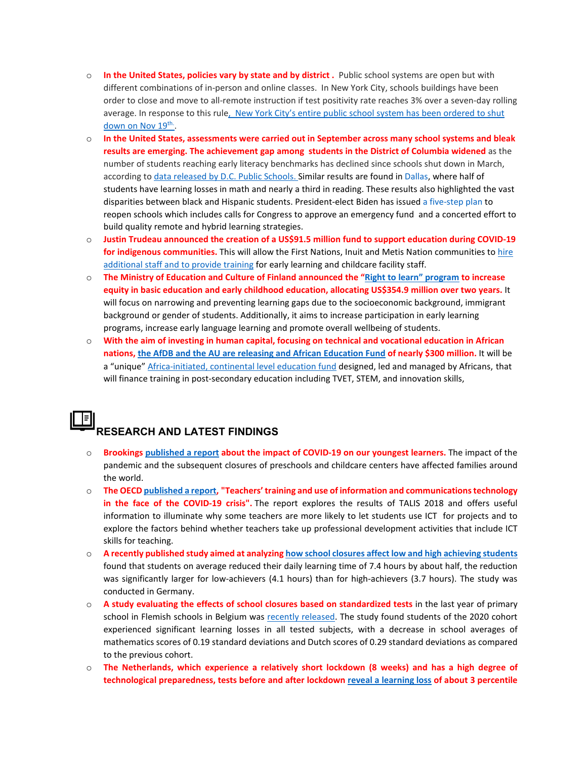- **In the United States, policies vary by state and by district .** Public school systems are open but with different combinations of in-person and online classes. In New York City, schools buildings have been order to close and move to all-remote instruction if test positivity rate reaches 3% over a seven-day rolling average. In response to this rule, New York City's entire public school system has been ordered to shut down on Nov 19th.
- **In the United States, assessments were carried out in September across many school systems and bleak results are emerging. The achievement gap among students in the District of Columbia widened** as the number of students reaching early literacy benchmarks has declined since schools shut down in March, according to data released by D.C. Public Schools. Similar results are found in Dallas, where half of students have learning losses in math and nearly a third in reading. These results also highlighted the vast disparities between black and Hispanic students. President-elect Biden has issued a five-step plan to reopen schools which includes calls for Congress to approve an emergency fund and a concerted effort to build quality remote and hybrid learning strategies.
- **Justin Trudeau announced the creation of a US$91.5 million fund to support education during COVID-19 for indigenous communities.** This will allow the First Nations, Inuit and Metis Nation communities to hire additional staff and to provide training for early learning and childcare facility staff.
- **The Ministry of Education and Culture of Finland announced the "Right to learn" program to increase equity in basic education and early childhood education, allocating US$354.9 million over two years.** It will focus on narrowing and preventing learning gaps due to the socioeconomic background, immigrant background or gender of students. Additionally, it aims to increase participation in early learning programs, increase early language learning and promote overall wellbeing of students.
- **With the aim of investing in human capital, focusing on technical and vocational education in African nations, the AfDB and the AU are releasing and African Education Fund of nearly $300 million.** It will be a "unique" Africa-initiated, continental level education fund designed, led and managed by Africans, that will finance training in post-secondary education including TVET, STEM, and innovation skills,

## RESEARCH AND LATEST FINDINGS

- **Brookings published a report about the impact of COVID-19 on our youngest learners.** The impact of the pandemic and the subsequent closures of preschools and childcare centers have affected families around the world.
- **The OECD published a report, "Teachers' training and use of information and communications technology in the face of the COVID-19 crisis".** The report explores the results of TALIS 2018 and offers useful information to illuminate why some teachers are more likely to let students use ICT for projects and to explore the factors behind whether teachers take up professional development activities that include ICT skills for teaching.
- **A recently published study aimed at analyzing how school closures affect low and high achieving students** found that students on average reduced their daily learning time of 7.4 hours by about half, the reduction was significantly larger for low-achievers (4.1 hours) than for high-achievers (3.7 hours). The study was conducted in Germany.
- **A study evaluating the effects of school closures based on standardized tests** in the last year of primary school in Flemish schools in Belgium was recently released. The study found students of the 2020 cohort experienced significant learning losses in all tested subjects, with a decrease in school averages of mathematics scores of 0.19 standard deviations and Dutch scores of 0.29 standard deviations as compared to the previous cohort.
- **The Netherlands, which experience a relatively short lockdown (8 weeks) and has a high degree of technological preparedness, tests before and after lockdown reveal a learning loss of about 3 percentile**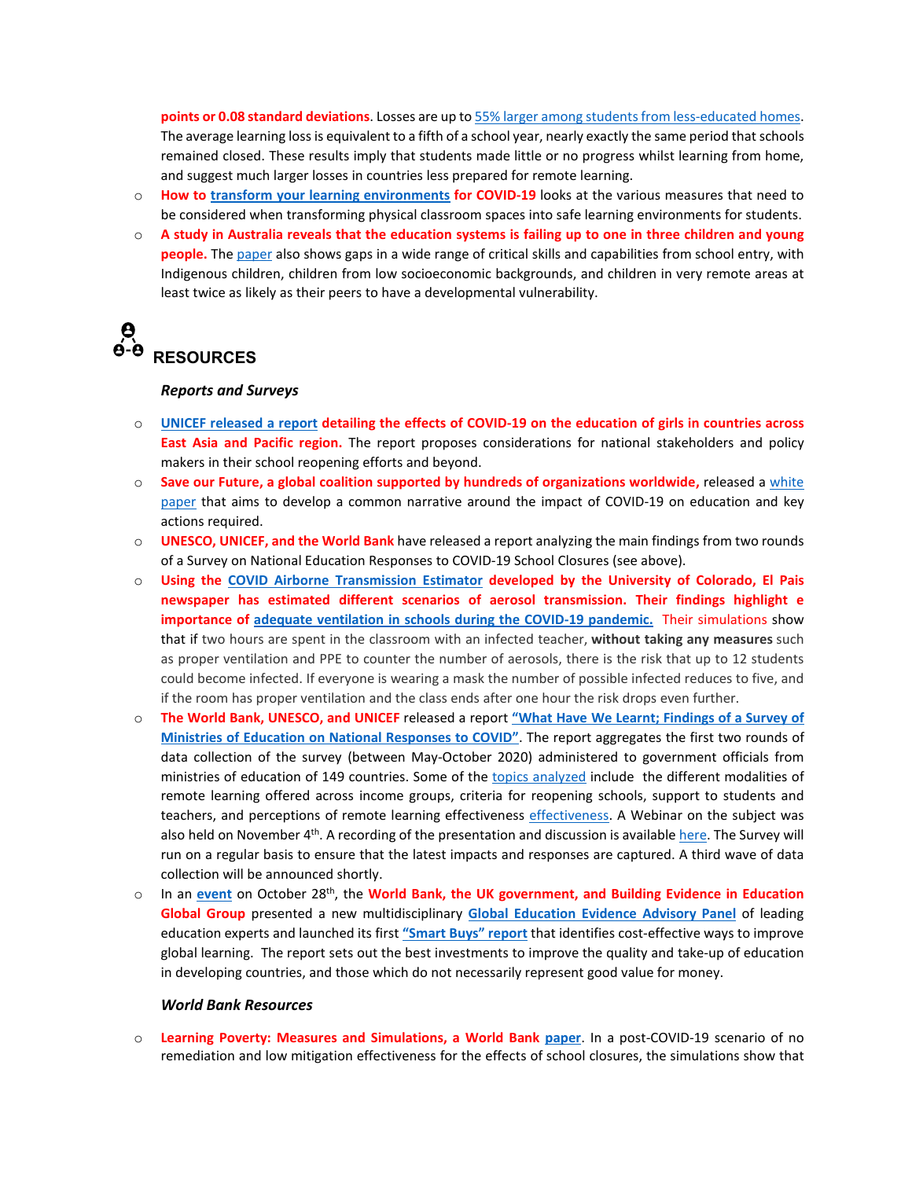**points or 0.08 standard deviations**. Losses are up to 55% larger among students from less-educated homes. The average learning loss is equivalent to a fifth of a school year, nearly exactly the same period that schools remained closed. These results imply that students made little or no progress whilst learning from home, and suggest much larger losses in countries less prepared for remote learning.

- **How to transform your learning environments for COVID-19** looks at the various measures that need to be considered when transforming physical classroom spaces into safe learning environments for students.
- **A study in Australia reveals that the education systems is failing up to one in three children and young people.** The paper also shows gaps in a wide range of critical skills and capabilities from school entry, with Indigenous children, children from low socioeconomic backgrounds, and children in very remote areas at least twice as likely as their peers to have a developmental vulnerability.

## RESOURCES

### *Reports and Surveys*

- **UNICEF released a report detailing the effects of COVID-19 on the education of girls in countries across East Asia and Pacific region.** The report proposes considerations for national stakeholders and policy makers in their school reopening efforts and beyond.
- **Save our Future, a global coalition supported by hundreds of organizations worldwide,** released a white paper that aims to develop a common narrative around the impact of COVID-19 on education and key actions required.
- **UNESCO, UNICEF, and the World Bank** have released a report analyzing the main findings from two rounds of a Survey on National Education Responses to COVID-19 School Closures (see above).
- **Using the COVID Airborne Transmission Estimator developed by the University of Colorado, El Pais newspaper has estimated different scenarios of aerosol transmission. Their findings highlight e importance of adequate ventilation in schools during the COVID-19 pandemic.** Their simulations show that if two hours are spent in the classroom with an infected teacher, **without taking any measures** such as proper ventilation and PPE to counter the number of aerosols, there is the risk that up to 12 students could become infected. If everyone is wearing a mask the number of possible infected reduces to five, and if the room has proper ventilation and the class ends after one hour the risk drops even further.
- **The World Bank, UNESCO, and UNICEF** released a report **"What Have We Learnt; Findings of a Survey of Ministries of Education on National Responses to COVID"**. The report aggregates the first two rounds of data collection of the survey (between May-October 2020) administered to government officials from ministries of education of 149 countries. Some of the topics analyzed include the different modalities of remote learning offered across income groups, criteria for reopening schools, support to students and teachers, and perceptions of remote learning effectiveness effectiveness. A Webinar on the subject was also held on November 4th. A recording of the presentation and discussion is available here. The Survey will run on a regular basis to ensure that the latest impacts and responses are captured. A third wave of data collection will be announced shortly.
- In an **event** on October 28th, the **World Bank, the UK government, and Building Evidence in Education Global Group** presented a new multidisciplinary **Global Education Evidence Advisory Panel** of leading education experts and launched its first **"Smart Buys" report** that identifies cost-effective ways to improve global learning. The report sets out the best investments to improve the quality and take-up of education in developing countries, and those which do not necessarily represent good value for money.

### *World Bank Resources*

- **Learning Poverty: Measures and Simulations, a World Bank paper**. In a post-COVID-19 scenario of no remediation and low mitigation effectiveness for the effects of school closures, the simulations show that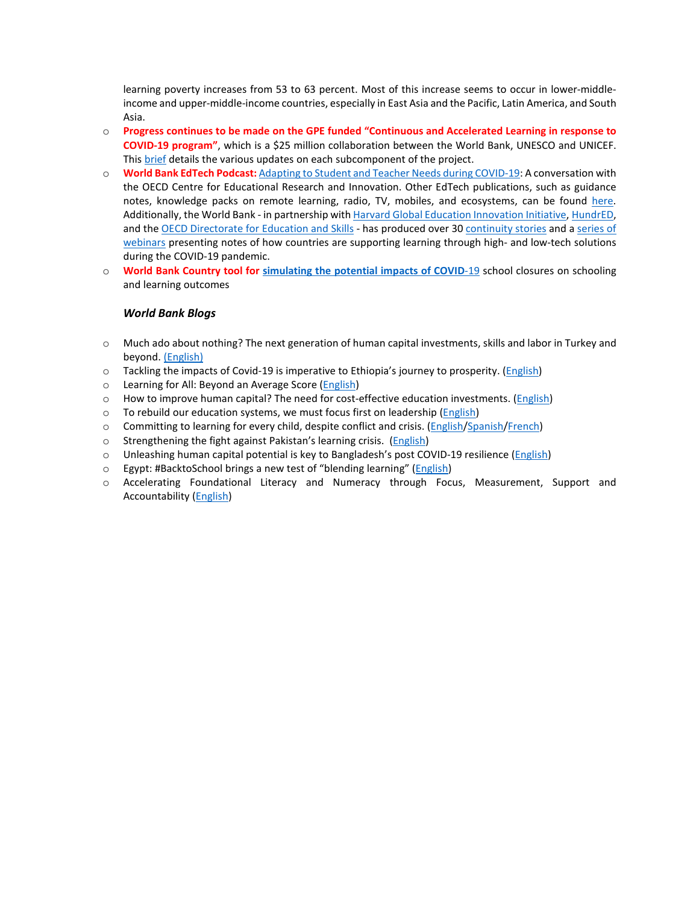learning poverty increases from 53 to 63 percent. Most of this increase seems to occur in lower-middle-income and upper-middle-income countries, especially in East Asia and the Pacific, Latin America, and South Asia.

- **Progress continues to be made on the GPE funded "Continuous and Accelerated Learning in response to COVID-19 program"**, which is a $25 million collaboration between the World Bank, UNESCO and UNICEF. This brief details the various updates on each subcomponent of the project.
- **World Bank EdTech Podcast:** Adapting to Student and Teacher Needs during COVID-19: A conversation with the OECD Centre for Educational Research and Innovation. Other EdTech publications, such as guidance notes, knowledge packs on remote learning, radio, TV, mobiles, and ecosystems, can be found here. Additionally, the World Bank - in partnership with Harvard Global Education Innovation Initiative, HundrED, and the OECD Directorate for Education and Skills - has produced over 30 continuity stories and a series of webinars presenting notes of how countries are supporting learning through high- and low-tech solutions during the COVID-19 pandemic.
- **World Bank Country tool for simulating the potential impacts of COVID-19** school closures on schooling and learning outcomes

### *World Bank Blogs*

- Much ado about nothing? The next generation of human capital investments, skills and labor in Turkey and beyond. (English)
- Tackling the impacts of Covid-19 is imperative to Ethiopia's journey to prosperity. (English)
- Learning for All: Beyond an Average Score (English)
- How to improve human capital? The need for cost-effective education investments. (English)
- To rebuild our education systems, we must focus first on leadership (English)
- Committing to learning for every child, despite conflict and crisis. (English/Spanish/French)
- Strengthening the fight against Pakistan's learning crisis. (English)
- Unleashing human capital potential is key to Bangladesh's post COVID-19 resilience (English)
- Egypt: #BacktoSchool brings a new test of "blending learning" (English)
- Accelerating Foundational Literacy and Numeracy through Focus, Measurement, Support and Accountability (English)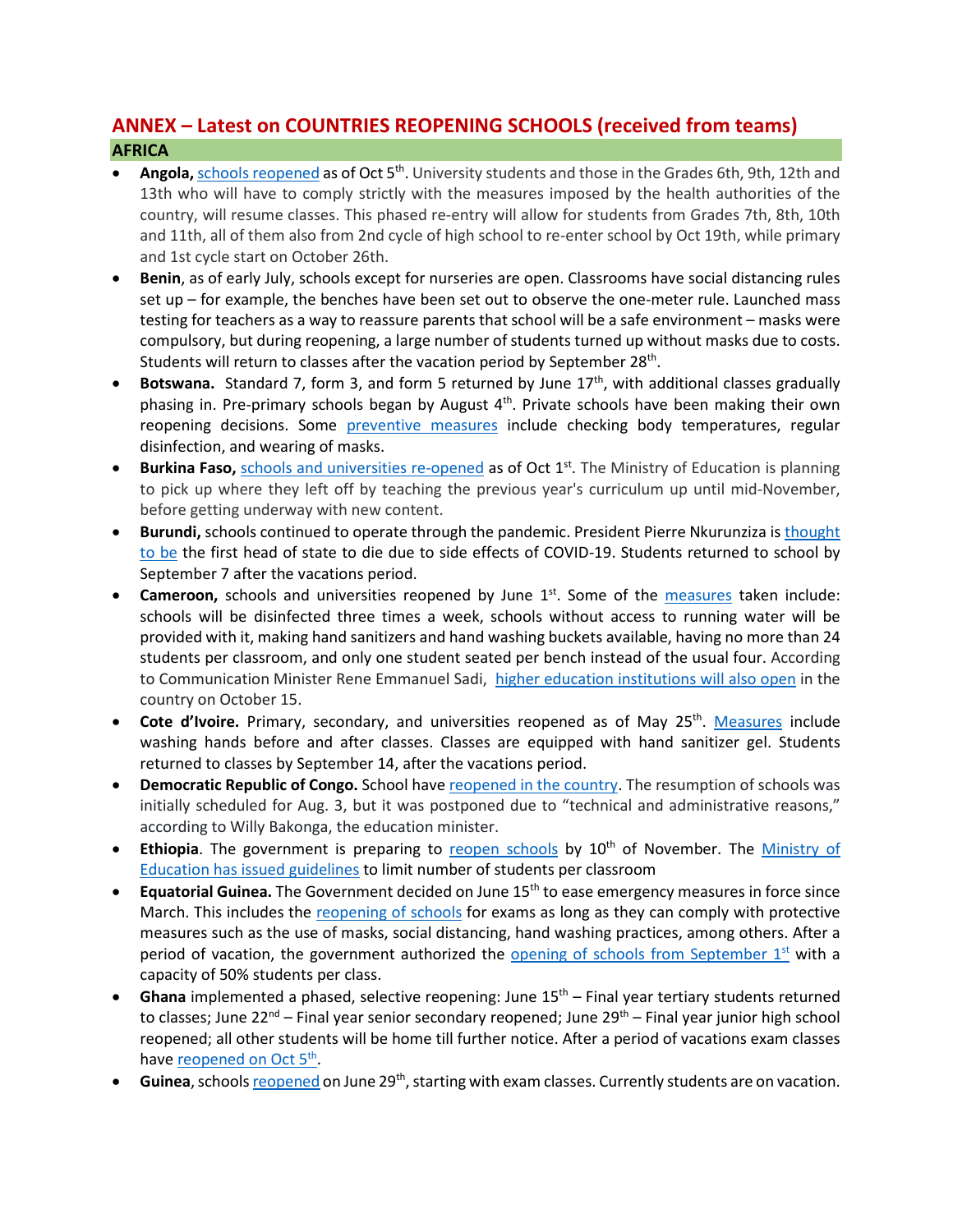## ANNEX – Latest on COUNTRIES REOPENING SCHOOLS (received from teams)

### AFRICA

- **Angola,** schools reopened as of Oct 5th. University students and those in the Grades 6th, 9th, 12th and 13th who will have to comply strictly with the measures imposed by the health authorities of the country, will resume classes. This phased re-entry will allow for students from Grades 7th, 8th, 10th and 11th, all of them also from 2nd cycle of high school to re-enter school by Oct 19th, while primary and 1st cycle start on October 26th.
- **Benin**, as of early July, schools except for nurseries are open. Classrooms have social distancing rules set up – for example, the benches have been set out to observe the one-meter rule. Launched mass testing for teachers as a way to reassure parents that school will be a safe environment – masks were compulsory, but during reopening, a large number of students turned up without masks due to costs. Students will return to classes after the vacation period by September 28th.
- **Botswana.** Standard 7, form 3, and form 5 returned by June 17th, with additional classes gradually phasing in. Pre-primary schools began by August 4th. Private schools have been making their own reopening decisions. Some preventive measures include checking body temperatures, regular disinfection, and wearing of masks.
- **Burkina Faso,** schools and universities re-opened as of Oct 1st. The Ministry of Education is planning to pick up where they left off by teaching the previous year's curriculum up until mid-November, before getting underway with new content.
- **Burundi,** schools continued to operate through the pandemic. President Pierre Nkurunziza is thought to be the first head of state to die due to side effects of COVID-19. Students returned to school by September 7 after the vacations period.
- **Cameroon,** schools and universities reopened by June 1st. Some of the measures taken include: schools will be disinfected three times a week, schools without access to running water will be provided with it, making hand sanitizers and hand washing buckets available, having no more than 24 students per classroom, and only one student seated per bench instead of the usual four. According to Communication Minister Rene Emmanuel Sadi, higher education institutions will also open in the country on October 15.
- **Cote d'Ivoire.** Primary, secondary, and universities reopened as of May 25th. Measures include washing hands before and after classes. Classes are equipped with hand sanitizer gel. Students returned to classes by September 14, after the vacations period.
- **Democratic Republic of Congo.** School have reopened in the country. The resumption of schools was initially scheduled for Aug. 3, but it was postponed due to "technical and administrative reasons," according to Willy Bakonga, the education minister.
- **Ethiopia**. The government is preparing to reopen schools by 10th of November. The Ministry of Education has issued guidelines to limit number of students per classroom
- **Equatorial Guinea.** The Government decided on June 15th to ease emergency measures in force since March. This includes the reopening of schools for exams as long as they can comply with protective measures such as the use of masks, social distancing, hand washing practices, among others. After a period of vacation, the government authorized the opening of schools from September 1st with a capacity of 50% students per class.
- **Ghana** implemented a phased, selective reopening: June 15th – Final year tertiary students returned to classes; June 22nd – Final year senior secondary reopened; June 29th – Final year junior high school reopened; all other students will be home till further notice. After a period of vacations exam classes have reopened on Oct 5th.
- **Guinea**, schools reopened on June 29th, starting with exam classes. Currently students are on vacation.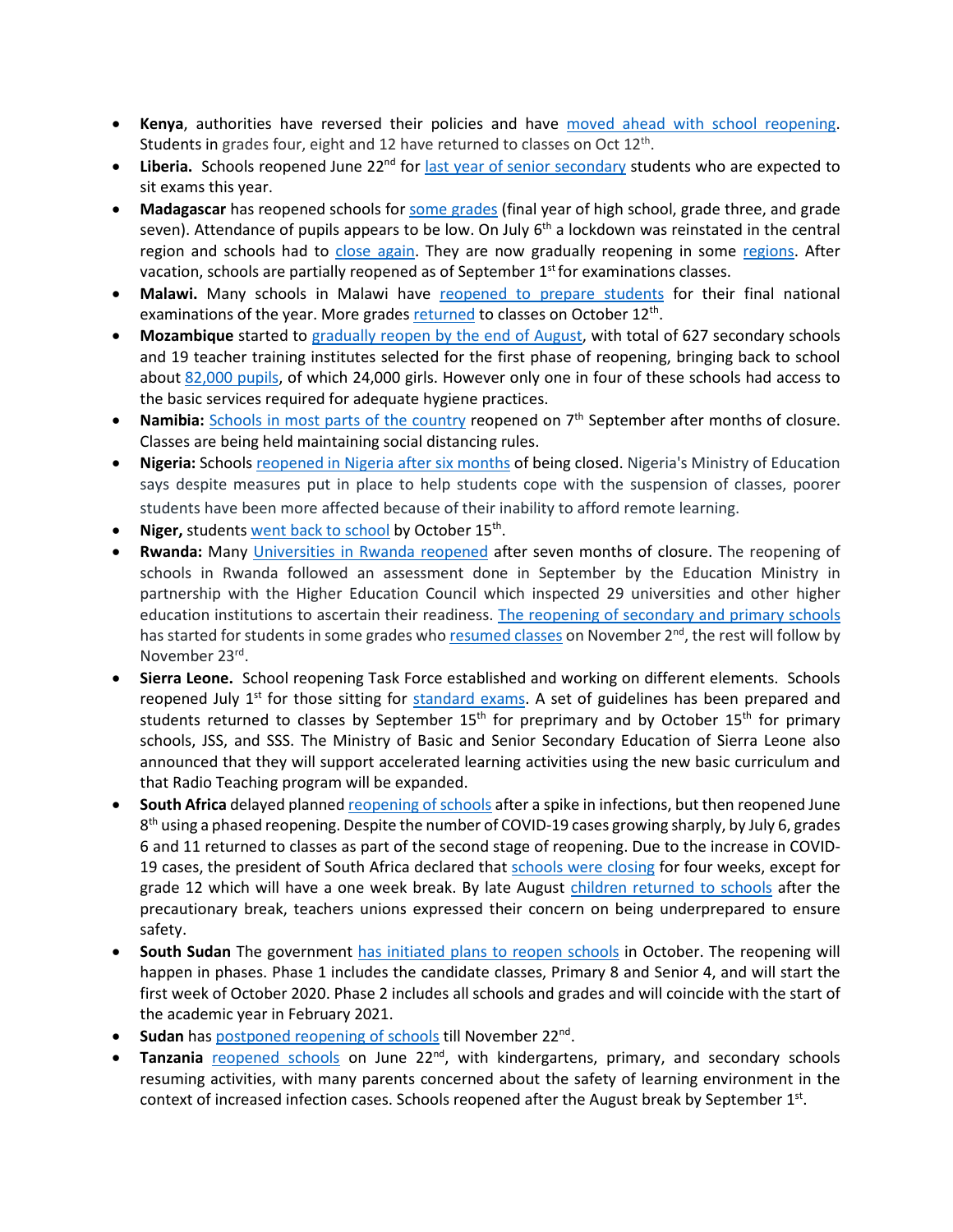- **Kenya**, authorities have reversed their policies and have moved ahead with school reopening. Students in grades four, eight and 12 have returned to classes on Oct 12th.
- **Liberia.** Schools reopened June 22nd for last year of senior secondary students who are expected to sit exams this year.
- **Madagascar** has reopened schools for some grades (final year of high school, grade three, and grade seven). Attendance of pupils appears to be low. On July 6th a lockdown was reinstated in the central region and schools had to close again. They are now gradually reopening in some regions. After vacation, schools are partially reopened as of September 1st for examinations classes.
- **Malawi.** Many schools in Malawi have reopened to prepare students for their final national examinations of the year. More grades returned to classes on October 12th.
- **Mozambique** started to gradually reopen by the end of August, with total of 627 secondary schools and 19 teacher training institutes selected for the first phase of reopening, bringing back to school about 82,000 pupils, of which 24,000 girls. However only one in four of these schools had access to the basic services required for adequate hygiene practices.
- **Namibia:** Schools in most parts of the country reopened on 7th September after months of closure. Classes are being held maintaining social distancing rules.
- **Nigeria:** Schools reopened in Nigeria after six months of being closed. Nigeria's Ministry of Education says despite measures put in place to help students cope with the suspension of classes, poorer students have been more affected because of their inability to afford remote learning.
- **Niger,** students went back to school by October 15th.
- **Rwanda:** Many Universities in Rwanda reopened after seven months of closure. The reopening of schools in Rwanda followed an assessment done in September by the Education Ministry in partnership with the Higher Education Council which inspected 29 universities and other higher education institutions to ascertain their readiness. The reopening of secondary and primary schools has started for students in some grades who resumed classes on November 2nd, the rest will follow by November 23rd.
- **Sierra Leone.** School reopening Task Force established and working on different elements. Schools reopened July 1st for those sitting for standard exams. A set of guidelines has been prepared and students returned to classes by September 15th for preprimary and by October 15th for primary schools, JSS, and SSS. The Ministry of Basic and Senior Secondary Education of Sierra Leone also announced that they will support accelerated learning activities using the new basic curriculum and that Radio Teaching program will be expanded.
- **South Africa** delayed planned reopening of schools after a spike in infections, but then reopened June 8th using a phased reopening. Despite the number of COVID-19 cases growing sharply, by July 6, grades 6 and 11 returned to classes as part of the second stage of reopening. Due to the increase in COVID-19 cases, the president of South Africa declared that schools were closing for four weeks, except for grade 12 which will have a one week break. By late August children returned to schools after the precautionary break, teachers unions expressed their concern on being underprepared to ensure safety.
- **South Sudan** The government has initiated plans to reopen schools in October. The reopening will happen in phases. Phase 1 includes the candidate classes, Primary 8 and Senior 4, and will start the first week of October 2020. Phase 2 includes all schools and grades and will coincide with the start of the academic year in February 2021.
- **Sudan** has postponed reopening of schools till November 22nd.
- **Tanzania** reopened schools on June 22nd, with kindergartens, primary, and secondary schools resuming activities, with many parents concerned about the safety of learning environment in the context of increased infection cases. Schools reopened after the August break by September 1st.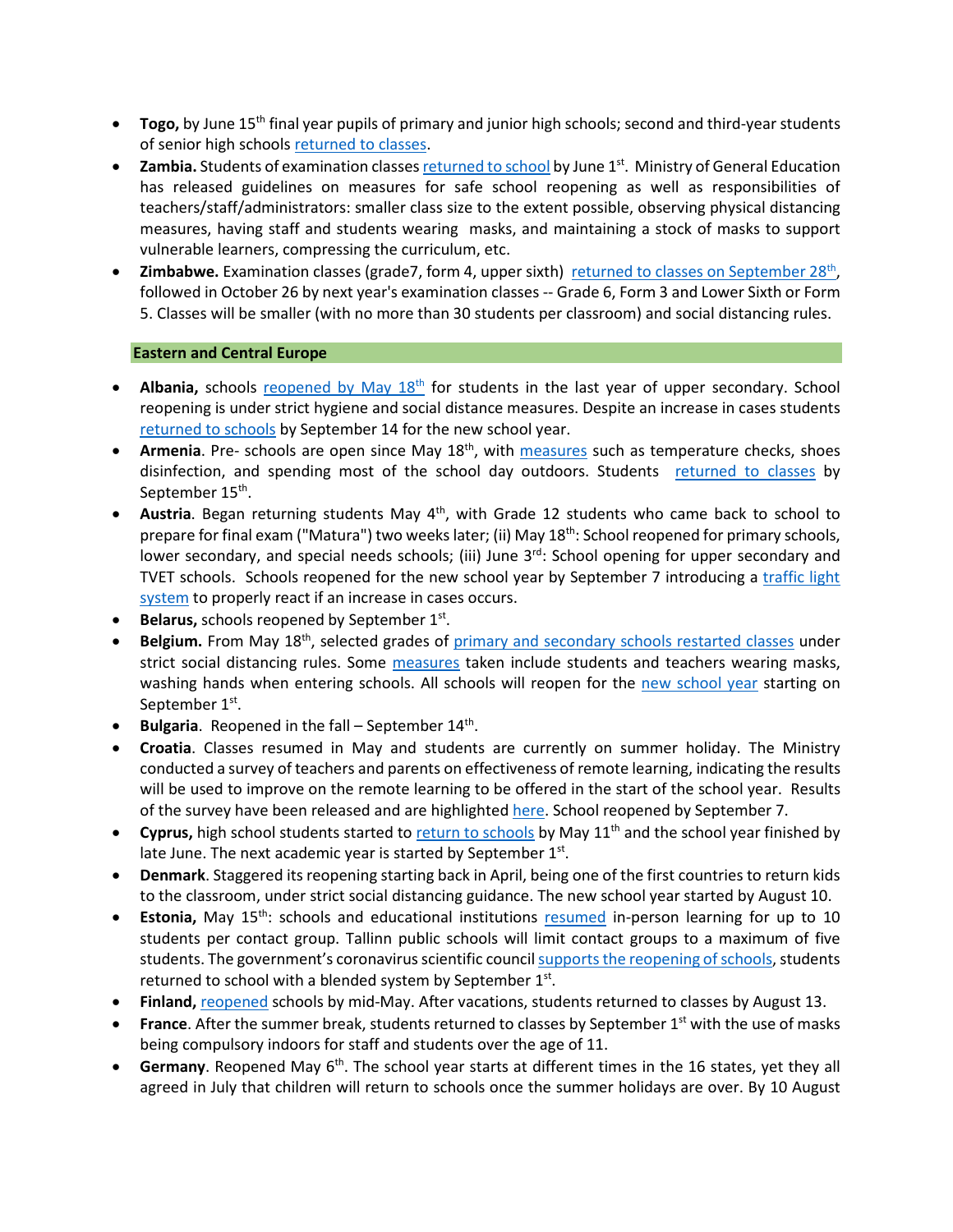- **Togo,** by June 15th final year pupils of primary and junior high schools; second and third-year students of senior high schools returned to classes.
- **Zambia.** Students of examination classes returned to school by June 1st. Ministry of General Education has released guidelines on measures for safe school reopening as well as responsibilities of teachers/staff/administrators: smaller class size to the extent possible, observing physical distancing measures, having staff and students wearing masks, and maintaining a stock of masks to support vulnerable learners, compressing the curriculum, etc.
- **Zimbabwe.** Examination classes (grade7, form 4, upper sixth) returned to classes on September 28th, followed in October 26 by next year's examination classes -- Grade 6, Form 3 and Lower Sixth or Form 5. Classes will be smaller (with no more than 30 students per classroom) and social distancing rules.

### Eastern and Central Europe

- **Albania,** schools reopened by May 18th for students in the last year of upper secondary. School reopening is under strict hygiene and social distance measures. Despite an increase in cases students returned to schools by September 14 for the new school year.
- **Armenia**. Pre- schools are open since May 18th, with measures such as temperature checks, shoes disinfection, and spending most of the school day outdoors. Students returned to classes by September 15th.
- **Austria**. Began returning students May 4th, with Grade 12 students who came back to school to prepare for final exam ("Matura") two weeks later; (ii) May 18th: School reopened for primary schools, lower secondary, and special needs schools; (iii) June 3rd: School opening for upper secondary and TVET schools. Schools reopened for the new school year by September 7 introducing a traffic light system to properly react if an increase in cases occurs.
- **Belarus,** schools reopened by September 1st.
- **Belgium.** From May 18th, selected grades of primary and secondary schools restarted classes under strict social distancing rules. Some measures taken include students and teachers wearing masks, washing hands when entering schools. All schools will reopen for the new school year starting on September 1st.
- **Bulgaria**. Reopened in the fall – September 14th.
- **Croatia**. Classes resumed in May and students are currently on summer holiday. The Ministry conducted a survey of teachers and parents on effectiveness of remote learning, indicating the results will be used to improve on the remote learning to be offered in the start of the school year. Results of the survey have been released and are highlighted here. School reopened by September 7.
- **Cyprus,** high school students started to return to schools by May 11th and the school year finished by late June. The next academic year is started by September 1st.
- **Denmark**. Staggered its reopening starting back in April, being one of the first countries to return kids to the classroom, under strict social distancing guidance. The new school year started by August 10.
- **Estonia,** May 15th: schools and educational institutions resumed in-person learning for up to 10 students per contact group. Tallinn public schools will limit contact groups to a maximum of five students. The government's coronavirus scientific council supports the reopening of schools, students returned to school with a blended system by September 1st.
- **Finland,** reopened schools by mid-May. After vacations, students returned to classes by August 13.
- **France**. After the summer break, students returned to classes by September 1st with the use of masks being compulsory indoors for staff and students over the age of 11.
- **Germany**. Reopened May 6th. The school year starts at different times in the 16 states, yet they all agreed in July that children will return to schools once the summer holidays are over. By 10 August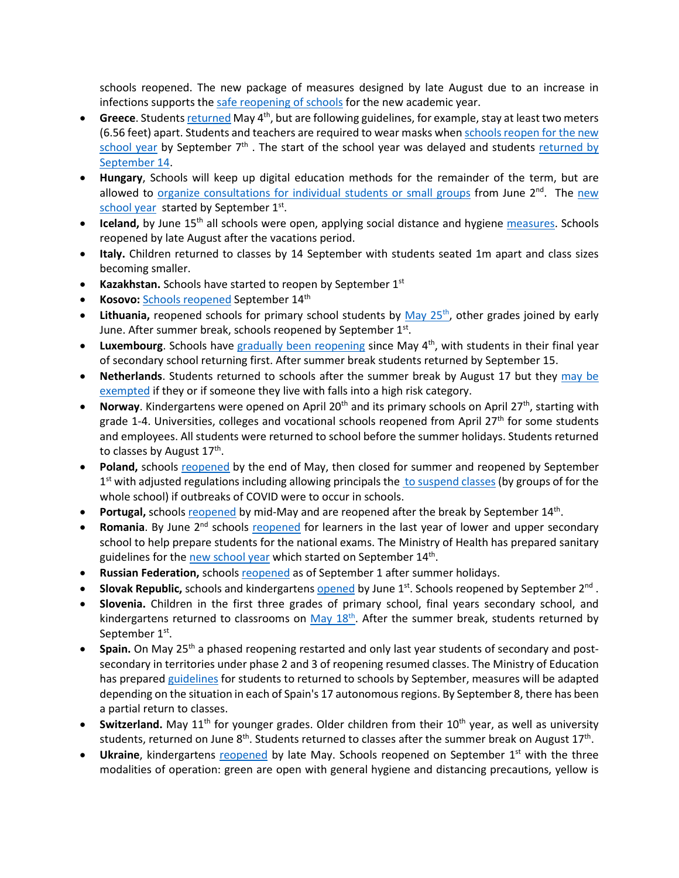schools reopened. The new package of measures designed by late August due to an increase in infections supports the safe reopening of schools for the new academic year.

- **Greece**. Students returned May 4th, but are following guidelines, for example, stay at least two meters (6.56 feet) apart. Students and teachers are required to wear masks when schools reopen for the new school year by September 7th . The start of the school year was delayed and students returned by September 14.
- **Hungary**, Schools will keep up digital education methods for the remainder of the term, but are allowed to organize consultations for individual students or small groups from June 2nd. The new school year started by September 1st.
- **Iceland,** by June 15th all schools were open, applying social distance and hygiene measures. Schools reopened by late August after the vacations period.
- **Italy.** Children returned to classes by 14 September with students seated 1m apart and class sizes becoming smaller.
- **Kazakhstan.** Schools have started to reopen by September 1st
- **Kosovo:** Schools reopened September 14th
- **Lithuania,** reopened schools for primary school students by May 25th, other grades joined by early June. After summer break, schools reopened by September 1st.
- **Luxembourg**. Schools have gradually been reopening since May 4th, with students in their final year of secondary school returning first. After summer break students returned by September 15.
- **Netherlands**. Students returned to schools after the summer break by August 17 but they may be exempted if they or if someone they live with falls into a high risk category.
- **Norway**. Kindergartens were opened on April 20th and its primary schools on April 27th, starting with grade 1-4. Universities, colleges and vocational schools reopened from April 27th for some students and employees. All students were returned to school before the summer holidays. Students returned to classes by August 17th.
- **Poland,** schools reopened by the end of May, then closed for summer and reopened by September 1st with adjusted regulations including allowing principals the to suspend classes (by groups of for the whole school) if outbreaks of COVID were to occur in schools.
- **Portugal,** schools reopened by mid-May and are reopened after the break by September 14th.
- **Romania**. By June 2nd schools reopened for learners in the last year of lower and upper secondary school to help prepare students for the national exams. The Ministry of Health has prepared sanitary guidelines for the new school year which started on September 14th.
- **Russian Federation,** schools reopened as of September 1 after summer holidays.
- **Slovak Republic,** schools and kindergartens opened by June 1st. Schools reopened by September 2nd .
- **Slovenia.** Children in the first three grades of primary school, final years secondary school, and kindergartens returned to classrooms on May 18th. After the summer break, students returned by September 1st.
- **Spain.** On May 25th a phased reopening restarted and only last year students of secondary and post-secondary in territories under phase 2 and 3 of reopening resumed classes. The Ministry of Education has prepared guidelines for students to returned to schools by September, measures will be adapted depending on the situation in each of Spain's 17 autonomous regions. By September 8, there has been a partial return to classes.
- **Switzerland.** May 11th for younger grades. Older children from their 10th year, as well as university students, returned on June 8th. Students returned to classes after the summer break on August 17th.
- **Ukraine**, kindergartens reopened by late May. Schools reopened on September 1st with the three modalities of operation: green are open with general hygiene and distancing precautions, yellow is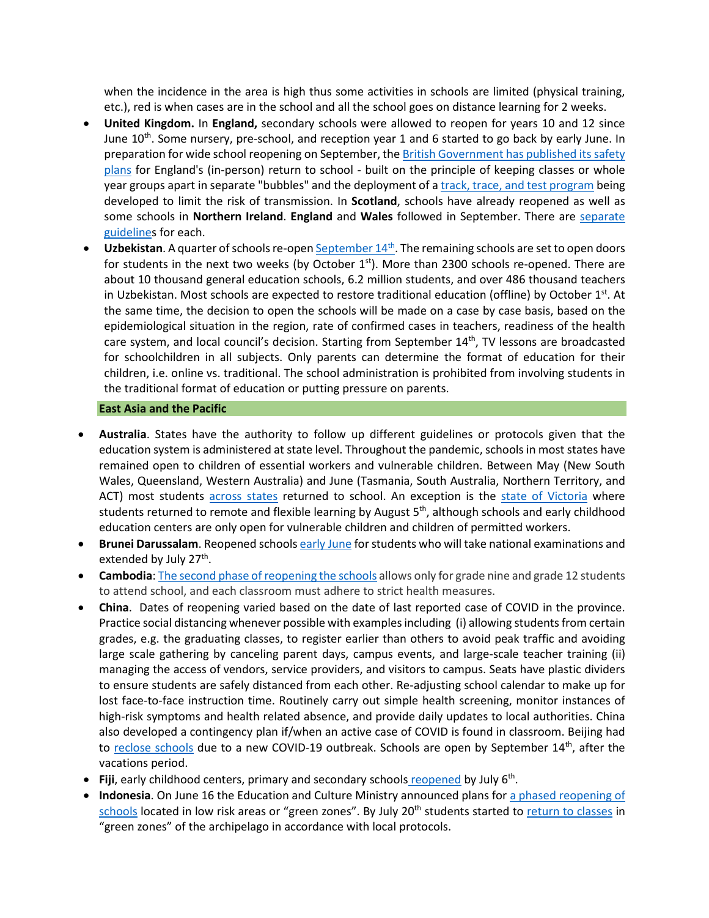when the incidence in the area is high thus some activities in schools are limited (physical training, etc.), red is when cases are in the school and all the school goes on distance learning for 2 weeks.

- **United Kingdom.** In **England,** secondary schools were allowed to reopen for years 10 and 12 since June 10th. Some nursery, pre-school, and reception year 1 and 6 started to go back by early June. In preparation for wide school reopening on September, the British Government has published its safety plans for England's (in-person) return to school - built on the principle of keeping classes or whole year groups apart in separate "bubbles" and the deployment of a track, trace, and test program being developed to limit the risk of transmission. In **Scotland**, schools have already reopened as well as some schools in **Northern Ireland**. **England** and **Wales** followed in September. There are separate guidelines for each.
- **Uzbekistan**. A quarter of schools re-open September 14th. The remaining schools are set to open doors for students in the next two weeks (by October 1st). More than 2300 schools re-opened. There are about 10 thousand general education schools, 6.2 million students, and over 486 thousand teachers in Uzbekistan. Most schools are expected to restore traditional education (offline) by October 1st. At the same time, the decision to open the schools will be made on a case by case basis, based on the epidemiological situation in the region, rate of confirmed cases in teachers, readiness of the health care system, and local council's decision. Starting from September 14th, TV lessons are broadcasted for schoolchildren in all subjects. Only parents can determine the format of education for their children, i.e. online vs. traditional. The school administration is prohibited from involving students in the traditional format of education or putting pressure on parents.

## East Asia and the Pacific

- **Australia**. States have the authority to follow up different guidelines or protocols given that the education system is administered at state level. Throughout the pandemic, schools in most states have remained open to children of essential workers and vulnerable children. Between May (New South Wales, Queensland, Western Australia) and June (Tasmania, South Australia, Northern Territory, and ACT) most students across states returned to school. An exception is the state of Victoria where students returned to remote and flexible learning by August 5th, although schools and early childhood education centers are only open for vulnerable children and children of permitted workers.
- **Brunei Darussalam**. Reopened schools early June for students who will take national examinations and extended by July 27th.
- **Cambodia**: The second phase of reopening the schools allows only for grade nine and grade 12 students to attend school, and each classroom must adhere to strict health measures.
- **China**. Dates of reopening varied based on the date of last reported case of COVID in the province. Practice social distancing whenever possible with examples including (i) allowing students from certain grades, e.g. the graduating classes, to register earlier than others to avoid peak traffic and avoiding large scale gathering by canceling parent days, campus events, and large-scale teacher training (ii) managing the access of vendors, service providers, and visitors to campus. Seats have plastic dividers to ensure students are safely distanced from each other. Re-adjusting school calendar to make up for lost face-to-face instruction time. Routinely carry out simple health screening, monitor instances of high-risk symptoms and health related absence, and provide daily updates to local authorities. China also developed a contingency plan if/when an active case of COVID is found in classroom. Beijing had to reclose schools due to a new COVID-19 outbreak. Schools are open by September 14th, after the vacations period.
- **Fiji**, early childhood centers, primary and secondary schools reopened by July 6th.
- **Indonesia**. On June 16 the Education and Culture Ministry announced plans for a phased reopening of schools located in low risk areas or "green zones". By July 20th students started to return to classes in "green zones" of the archipelago in accordance with local protocols.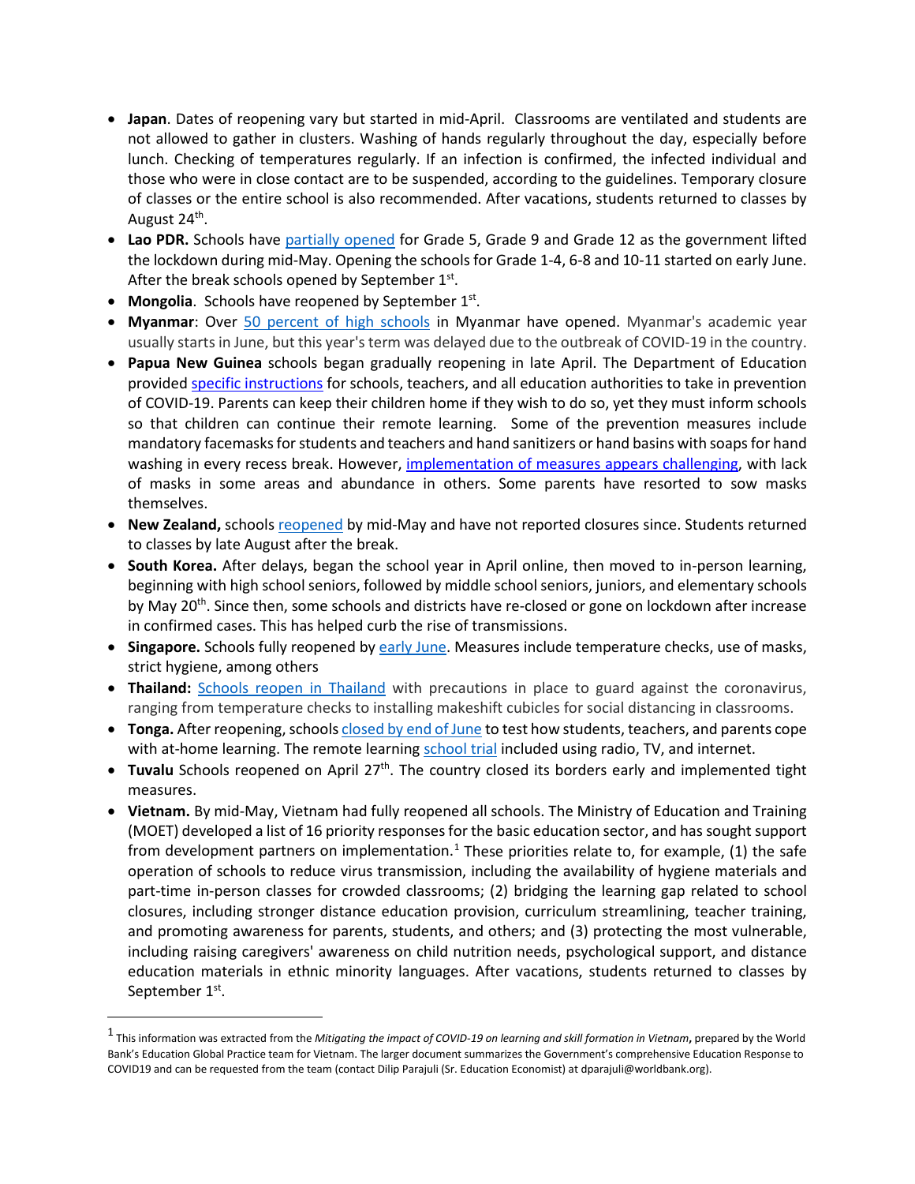- **Japan**. Dates of reopening vary but started in mid-April. Classrooms are ventilated and students are not allowed to gather in clusters. Washing of hands regularly throughout the day, especially before lunch. Checking of temperatures regularly. If an infection is confirmed, the infected individual and those who were in close contact are to be suspended, according to the guidelines. Temporary closure of classes or the entire school is also recommended. After vacations, students returned to classes by August 24th.
- **Lao PDR.** Schools have partially opened for Grade 5, Grade 9 and Grade 12 as the government lifted the lockdown during mid-May. Opening the schools for Grade 1-4, 6-8 and 10-11 started on early June. After the break schools opened by September 1st.
- **Mongolia**. Schools have reopened by September 1st.
- **Myanmar**: Over 50 percent of high schools in Myanmar have opened. Myanmar's academic year usually starts in June, but this year's term was delayed due to the outbreak of COVID-19 in the country.
- **Papua New Guinea** schools began gradually reopening in late April. The Department of Education provided specific instructions for schools, teachers, and all education authorities to take in prevention of COVID-19. Parents can keep their children home if they wish to do so, yet they must inform schools so that children can continue their remote learning. Some of the prevention measures include mandatory facemasks for students and teachers and hand sanitizers or hand basins with soaps for hand washing in every recess break. However, implementation of measures appears challenging, with lack of masks in some areas and abundance in others. Some parents have resorted to sow masks themselves.
- **New Zealand,** schools reopened by mid-May and have not reported closures since. Students returned to classes by late August after the break.
- **South Korea.** After delays, began the school year in April online, then moved to in-person learning, beginning with high school seniors, followed by middle school seniors, juniors, and elementary schools by May 20th. Since then, some schools and districts have re-closed or gone on lockdown after increase in confirmed cases. This has helped curb the rise of transmissions.
- **Singapore.** Schools fully reopened by early June. Measures include temperature checks, use of masks, strict hygiene, among others
- **Thailand:** Schools reopen in Thailand with precautions in place to guard against the coronavirus, ranging from temperature checks to installing makeshift cubicles for social distancing in classrooms.
- **Tonga.** After reopening, schools closed by end of June to test how students, teachers, and parents cope with at-home learning. The remote learning school trial included using radio, TV, and internet.
- **Tuvalu** Schools reopened on April 27th. The country closed its borders early and implemented tight measures.
- **Vietnam.** By mid-May, Vietnam had fully reopened all schools. The Ministry of Education and Training (MOET) developed a list of 16 priority responses for the basic education sector, and has sought support from development partners on implementation.[1] These priorities relate to, for example, (1) the safe operation of schools to reduce virus transmission, including the availability of hygiene materials and part-time in-person classes for crowded classrooms; (2) bridging the learning gap related to school closures, including stronger distance education provision, curriculum streamlining, teacher training, and promoting awareness for parents, students, and others; and (3) protecting the most vulnerable, including raising caregivers' awareness on child nutrition needs, psychological support, and distance education materials in ethnic minority languages. After vacations, students returned to classes by September 1st.

---

[1] This information was extracted from the *Mitigating the impact of COVID-19 on learning and skill formation in Vietnam*, prepared by the World Bank's Education Global Practice team for Vietnam. The larger document summarizes the Government's comprehensive Education Response to COVID19 and can be requested from the team (contact Dilip Parajuli (Sr. Education Economist) at dparajuli@worldbank.org).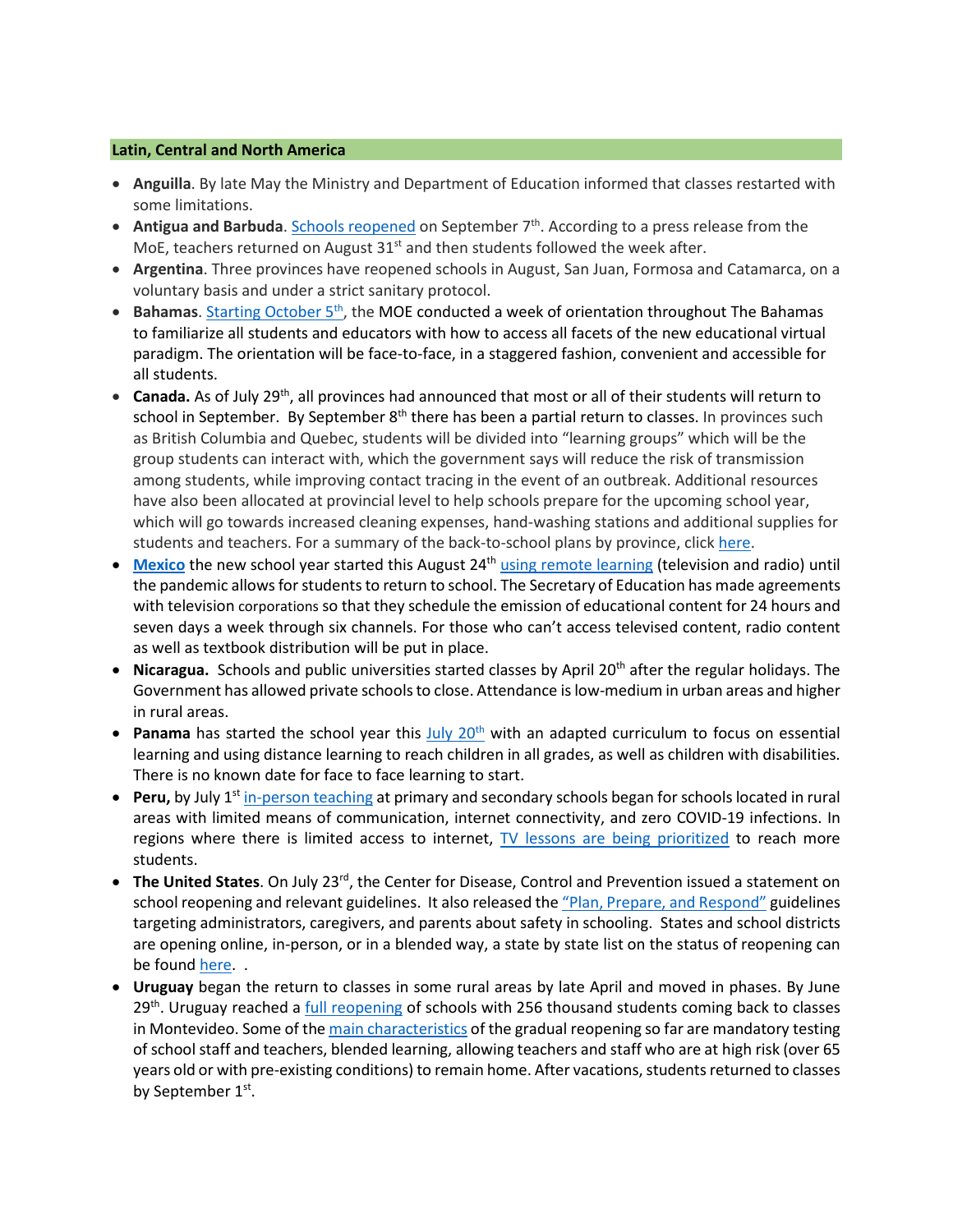## Latin, Central and North America

- **Anguilla**. By late May the Ministry and Department of Education informed that classes restarted with some limitations.
- **Antigua and Barbuda**. Schools reopened on September 7th. According to a press release from the MoE, teachers returned on August 31st and then students followed the week after.
- **Argentina**. Three provinces have reopened schools in August, San Juan, Formosa and Catamarca, on a voluntary basis and under a strict sanitary protocol.
- **Bahamas**. Starting October 5th, the MOE conducted a week of orientation throughout The Bahamas to familiarize all students and educators with how to access all facets of the new educational virtual paradigm. The orientation will be face-to-face, in a staggered fashion, convenient and accessible for all students.
- **Canada.** As of July 29th, all provinces had announced that most or all of their students will return to school in September. By September 8th there has been a partial return to classes. In provinces such as British Columbia and Quebec, students will be divided into "learning groups" which will be the group students can interact with, which the government says will reduce the risk of transmission among students, while improving contact tracing in the event of an outbreak. Additional resources have also been allocated at provincial level to help schools prepare for the upcoming school year, which will go towards increased cleaning expenses, hand-washing stations and additional supplies for students and teachers. For a summary of the back-to-school plans by province, click here.
- **Mexico** the new school year started this August 24th using remote learning (television and radio) until the pandemic allows for students to return to school. The Secretary of Education has made agreements with television corporations so that they schedule the emission of educational content for 24 hours and seven days a week through six channels. For those who can't access televised content, radio content as well as textbook distribution will be put in place.
- **Nicaragua.** Schools and public universities started classes by April 20th after the regular holidays. The Government has allowed private schools to close. Attendance is low-medium in urban areas and higher in rural areas.
- **Panama** has started the school year this July 20th with an adapted curriculum to focus on essential learning and using distance learning to reach children in all grades, as well as children with disabilities. There is no known date for face to face learning to start.
- **Peru,** by July 1st in-person teaching at primary and secondary schools began for schools located in rural areas with limited means of communication, internet connectivity, and zero COVID-19 infections. In regions where there is limited access to internet, TV lessons are being prioritized to reach more students.
- **The United States**. On July 23rd, the Center for Disease, Control and Prevention issued a statement on school reopening and relevant guidelines. It also released the "Plan, Prepare, and Respond" guidelines targeting administrators, caregivers, and parents about safety in schooling. States and school districts are opening online, in-person, or in a blended way, a state by state list on the status of reopening can be found here. .
- **Uruguay** began the return to classes in some rural areas by late April and moved in phases. By June 29th. Uruguay reached a full reopening of schools with 256 thousand students coming back to classes in Montevideo. Some of the main characteristics of the gradual reopening so far are mandatory testing of school staff and teachers, blended learning, allowing teachers and staff who are at high risk (over 65 years old or with pre-existing conditions) to remain home. After vacations, students returned to classes by September 1st.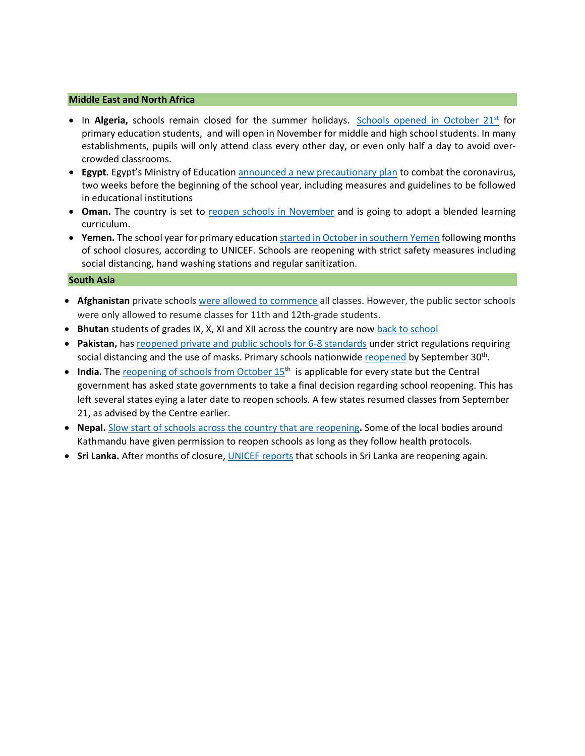## Middle East and North Africa

- In **Algeria,** schools remain closed for the summer holidays. Schools opened in October 21st for primary education students, and will open in November for middle and high school students. In many establishments, pupils will only attend class every other day, or even only half a day to avoid over-crowded classrooms.
- **Egypt.** Egypt's Ministry of Education announced a new precautionary plan to combat the coronavirus, two weeks before the beginning of the school year, including measures and guidelines to be followed in educational institutions
- **Oman.** The country is set to reopen schools in November and is going to adopt a blended learning curriculum.
- **Yemen.** The school year for primary education started in October in southern Yemen following months of school closures, according to UNICEF. Schools are reopening with strict safety measures including social distancing, hand washing stations and regular sanitization.

## South Asia

- **Afghanistan** private schools were allowed to commence all classes. However, the public sector schools were only allowed to resume classes for 11th and 12th-grade students.
- **Bhutan** students of grades IX, X, XI and XII across the country are now back to school
- **Pakistan,** has reopened private and public schools for 6-8 standards under strict regulations requiring social distancing and the use of masks. Primary schools nationwide reopened by September 30th.
- **India.** The reopening of schools from October 15th is applicable for every state but the Central government has asked state governments to take a final decision regarding school reopening. This has left several states eying a later date to reopen schools. A few states resumed classes from September 21, as advised by the Centre earlier.
- **Nepal.** Slow start of schools across the country that are reopening**.** Some of the local bodies around Kathmandu have given permission to reopen schools as long as they follow health protocols.
- **Sri Lanka.** After months of closure, UNICEF reports that schools in Sri Lanka are reopening again.